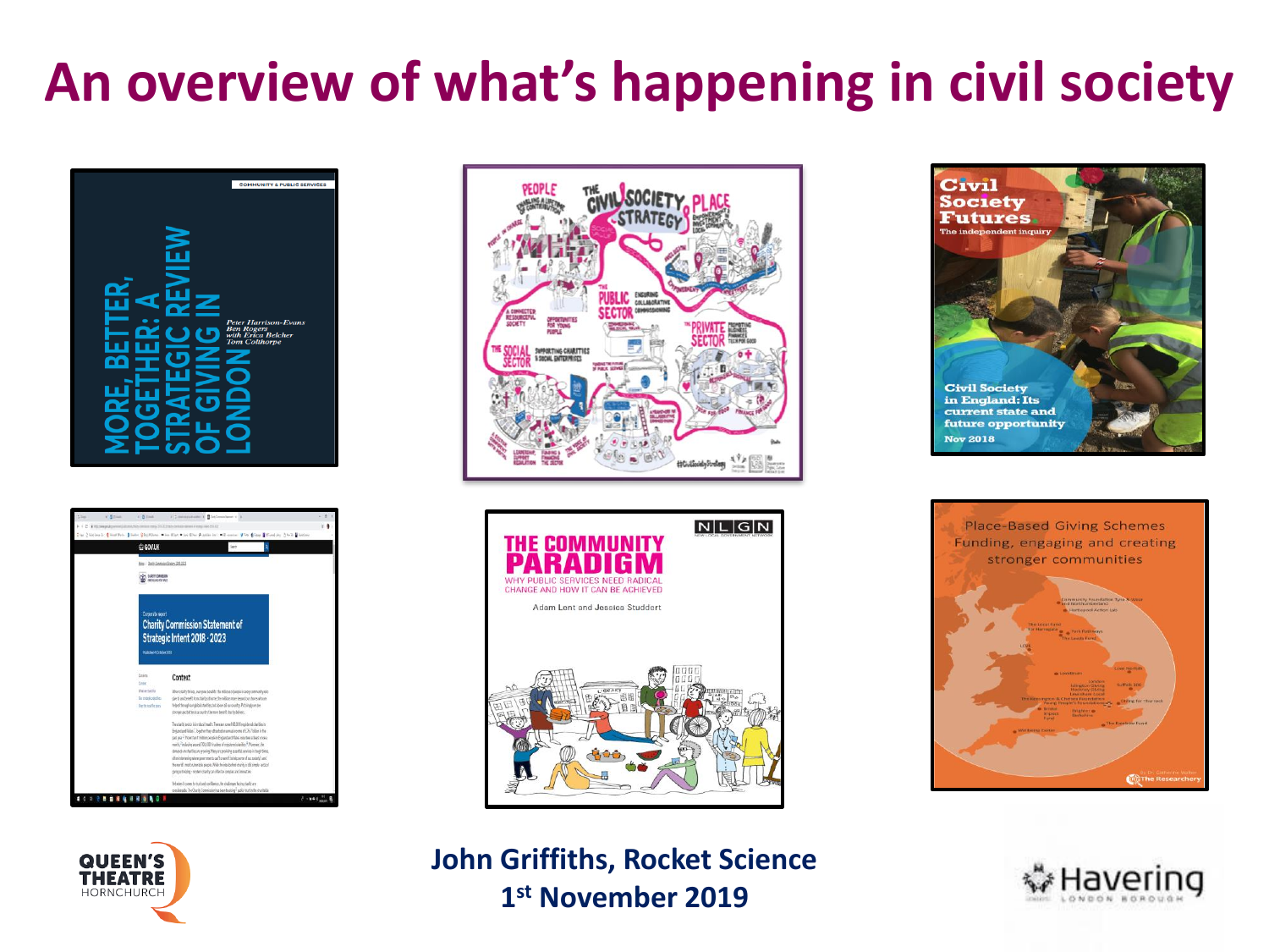# An overview of what's happening in civil society

MORE, BETTER, TOGETHER: A STRATEGIC REVIEW OF GIVING IN LONDON

Peter Harrison-Evans, Ben Rogers with Erica Belcher, Tom Colthorpe

Civil Society Strategy

Civil Society Futures – The independent inquiry

Civil Society in England: Its current state and future opportunity

Nov 2018

Charity Commission Statement of Strategic Intent 2018 - 2023

THE COMMUNITY PARADIGM

WHY PUBLIC SERVICES NEED RADICAL CHANGE AND HOW IT CAN BE ACHIEVED

Adam Lent and Jessica Studdert

Place-Based Giving Schemes

Funding, engaging and creating stronger communities

**John Griffiths, Rocket Science**

**1st November 2019**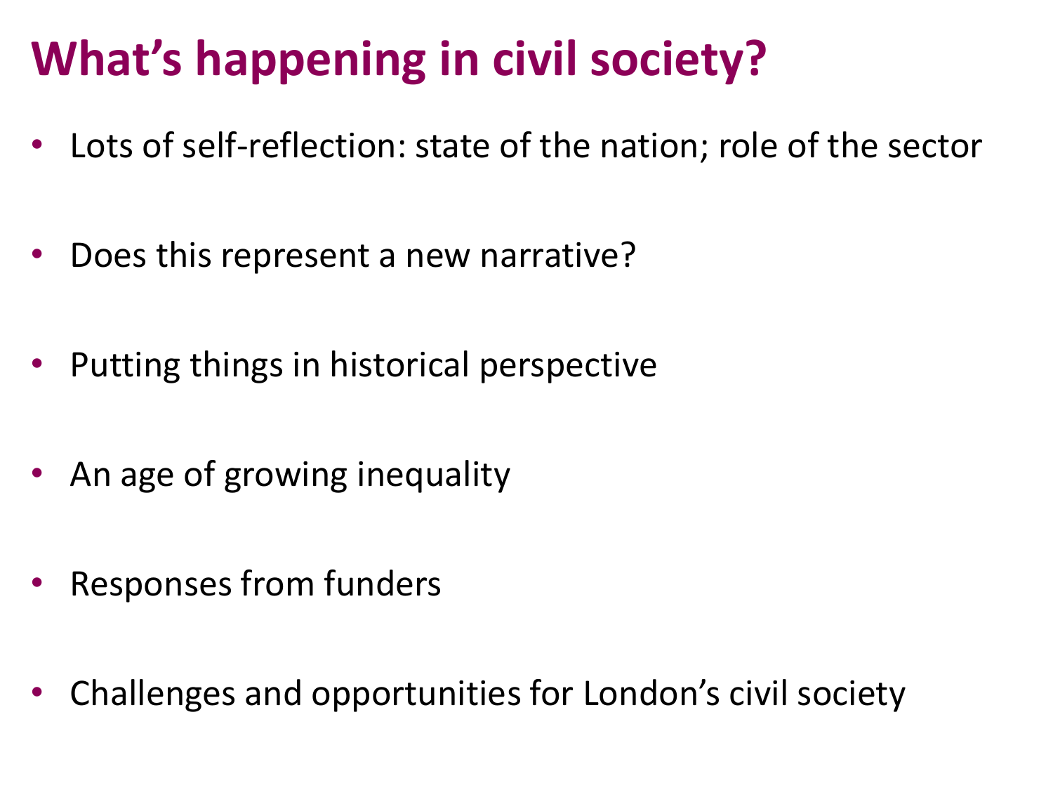# What's happening in civil society?

- Lots of self-reflection: state of the nation; role of the sector
- Does this represent a new narrative?
- Putting things in historical perspective
- An age of growing inequality
- Responses from funders
- Challenges and opportunities for London's civil society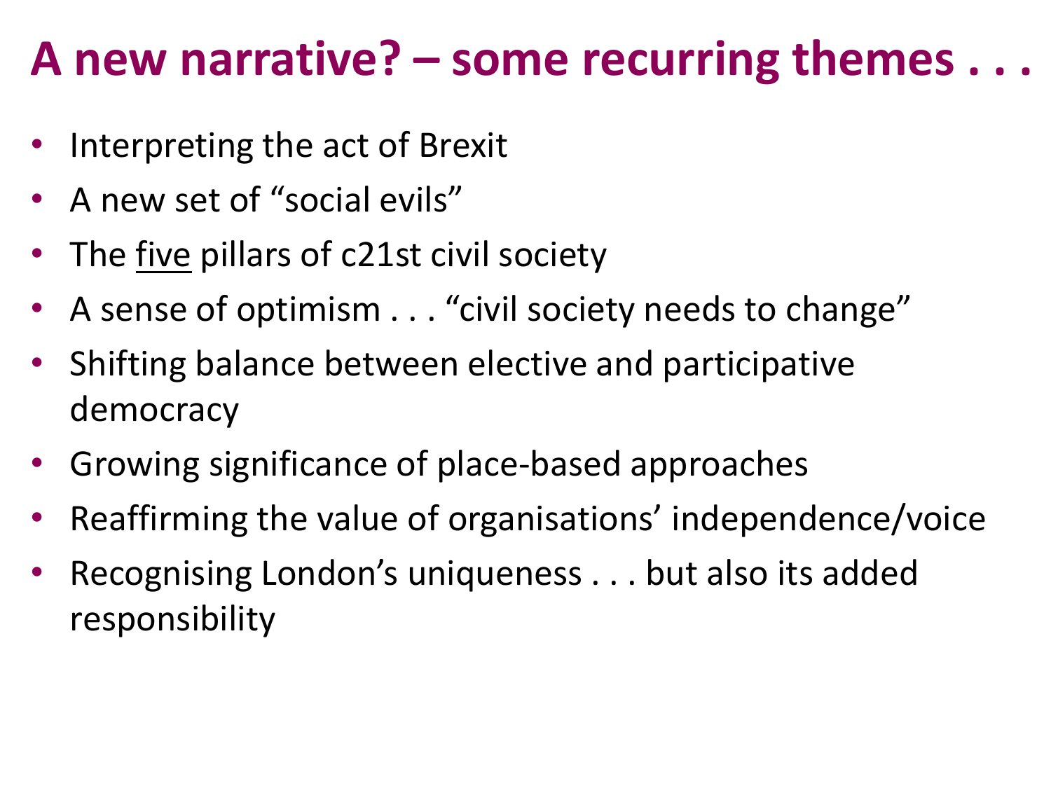# A new narrative? – some recurring themes . . .

- Interpreting the act of Brexit
- A new set of “social evils”
- The <u>five</u> pillars of c21st civil society
- A sense of optimism . . . “civil society needs to change”
- Shifting balance between elective and participative democracy
- Growing significance of place-based approaches
- Reaffirming the value of organisations’ independence/voice
- Recognising London’s uniqueness . . . but also its added responsibility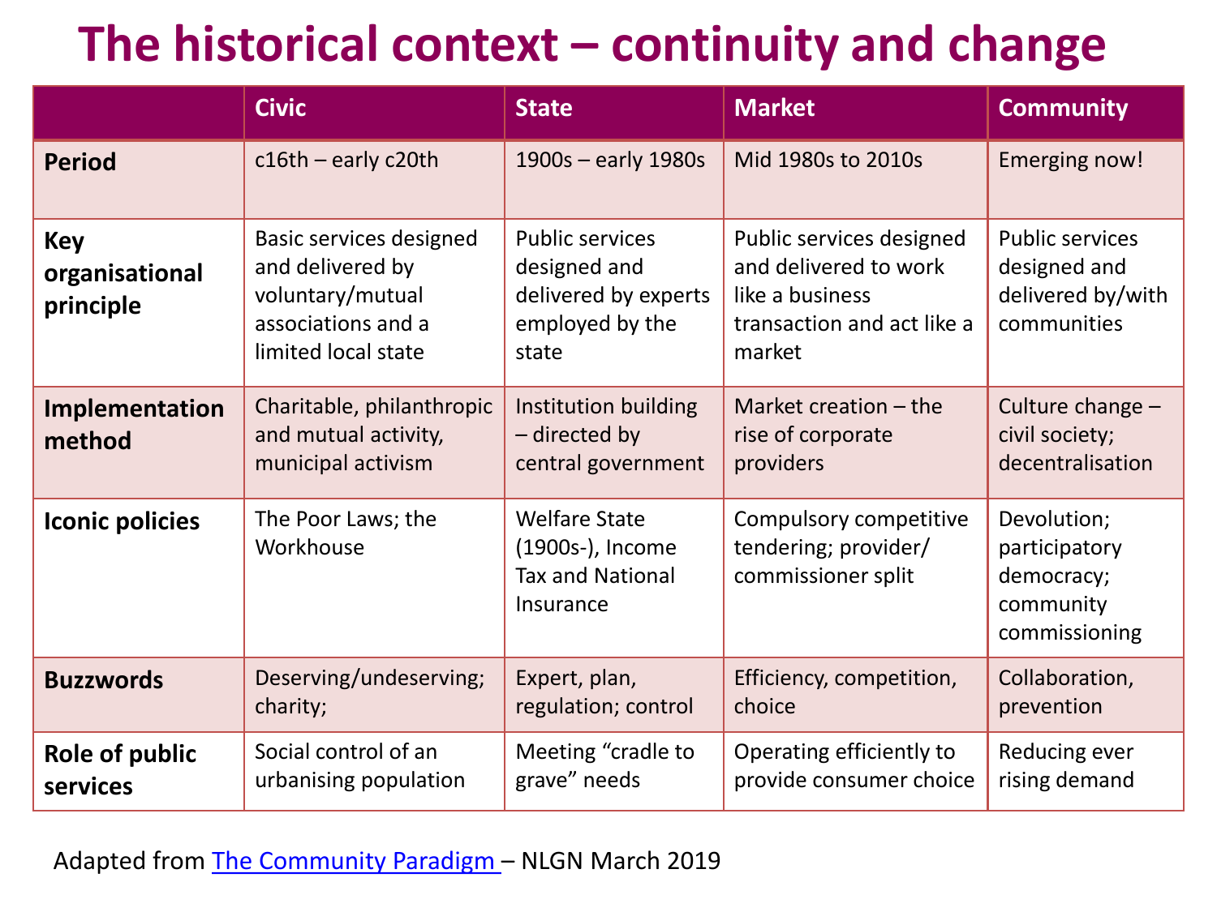# The historical context – continuity and change

| | Civic | State | Market | Community |
|---|---|---|---|---|
| **Period** | c16th – early c20th | 1900s – early 1980s | Mid 1980s to 2010s | Emerging now! |
| **Key organisational principle** | Basic services designed and delivered by voluntary/mutual associations and a limited local state | Public services designed and delivered by experts employed by the state | Public services designed and delivered to work like a business transaction and act like a market | Public services designed and delivered by/with communities |
| **Implementation method** | Charitable, philanthropic and mutual activity, municipal activism | Institution building – directed by central government | Market creation – the rise of corporate providers | Culture change – civil society; decentralisation |
| **Iconic policies** | The Poor Laws; the Workhouse | Welfare State (1900s-), Income Tax and National Insurance | Compulsory competitive tendering; provider/ commissioner split | Devolution; participatory democracy; community commissioning |
| **Buzzwords** | Deserving/undeserving; charity; | Expert, plan, regulation; control | Efficiency, competition, choice | Collaboration, prevention |
| **Role of public services** | Social control of an urbanising population | Meeting "cradle to grave" needs | Operating efficiently to provide consumer choice | Reducing ever rising demand |

Adapted from [The Community Paradigm](#) – NLGN March 2019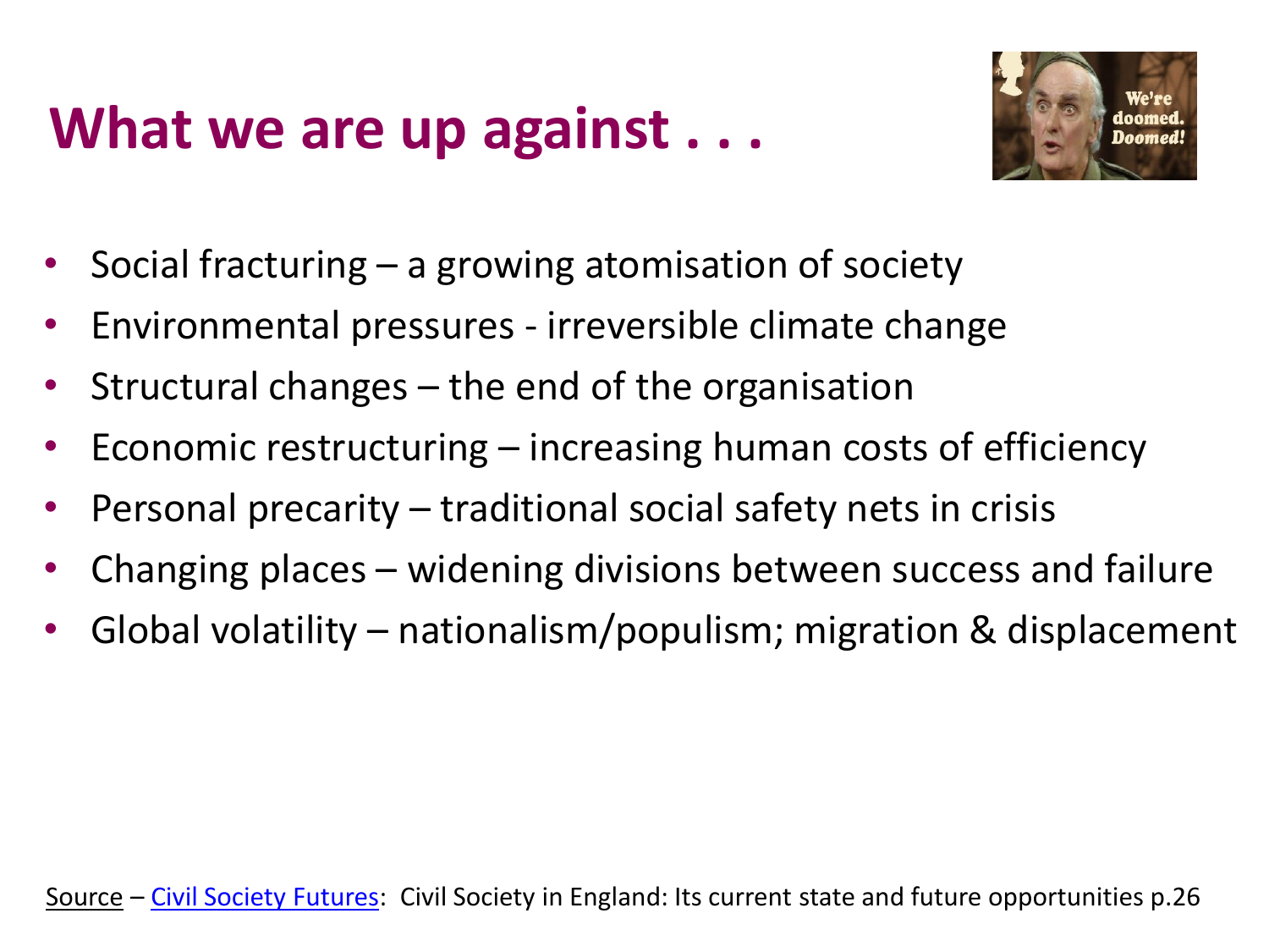# What we are up against . . .

- Social fracturing – a growing atomisation of society
- Environmental pressures - irreversible climate change
- Structural changes – the end of the organisation
- Economic restructuring – increasing human costs of efficiency
- Personal precarity – traditional social safety nets in crisis
- Changing places – widening divisions between success and failure
- Global volatility – nationalism/populism; migration & displacement

Source – Civil Society Futures: Civil Society in England: Its current state and future opportunities p.26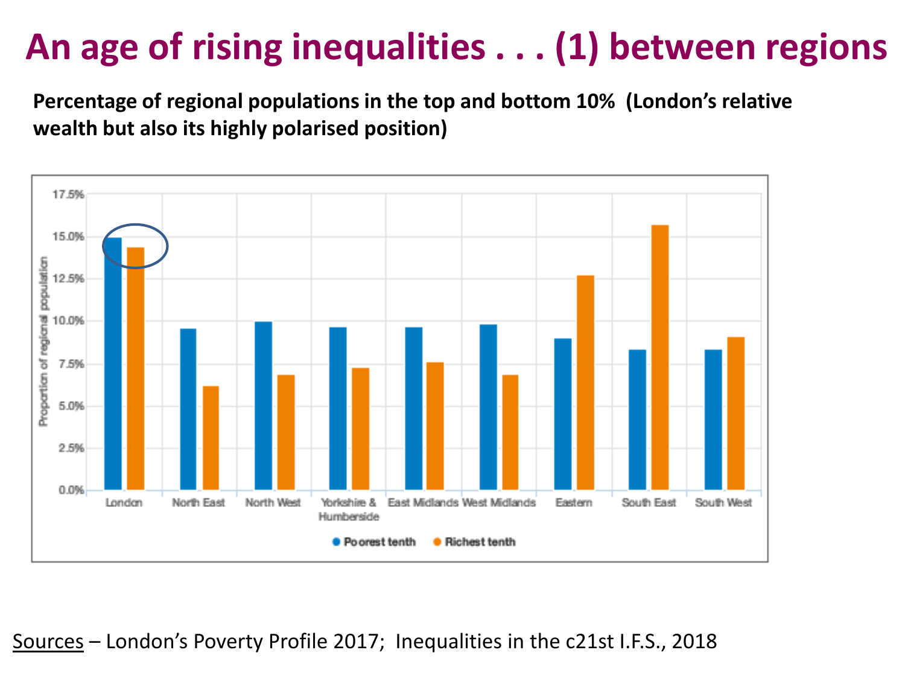# An age of rising inequalities . . . (1) between regions

**Percentage of regional populations in the top and bottom 10% (London's relative wealth but also its highly polarised position)**

Sources – London's Poverty Profile 2017; Inequalities in the c21st I.F.S., 2018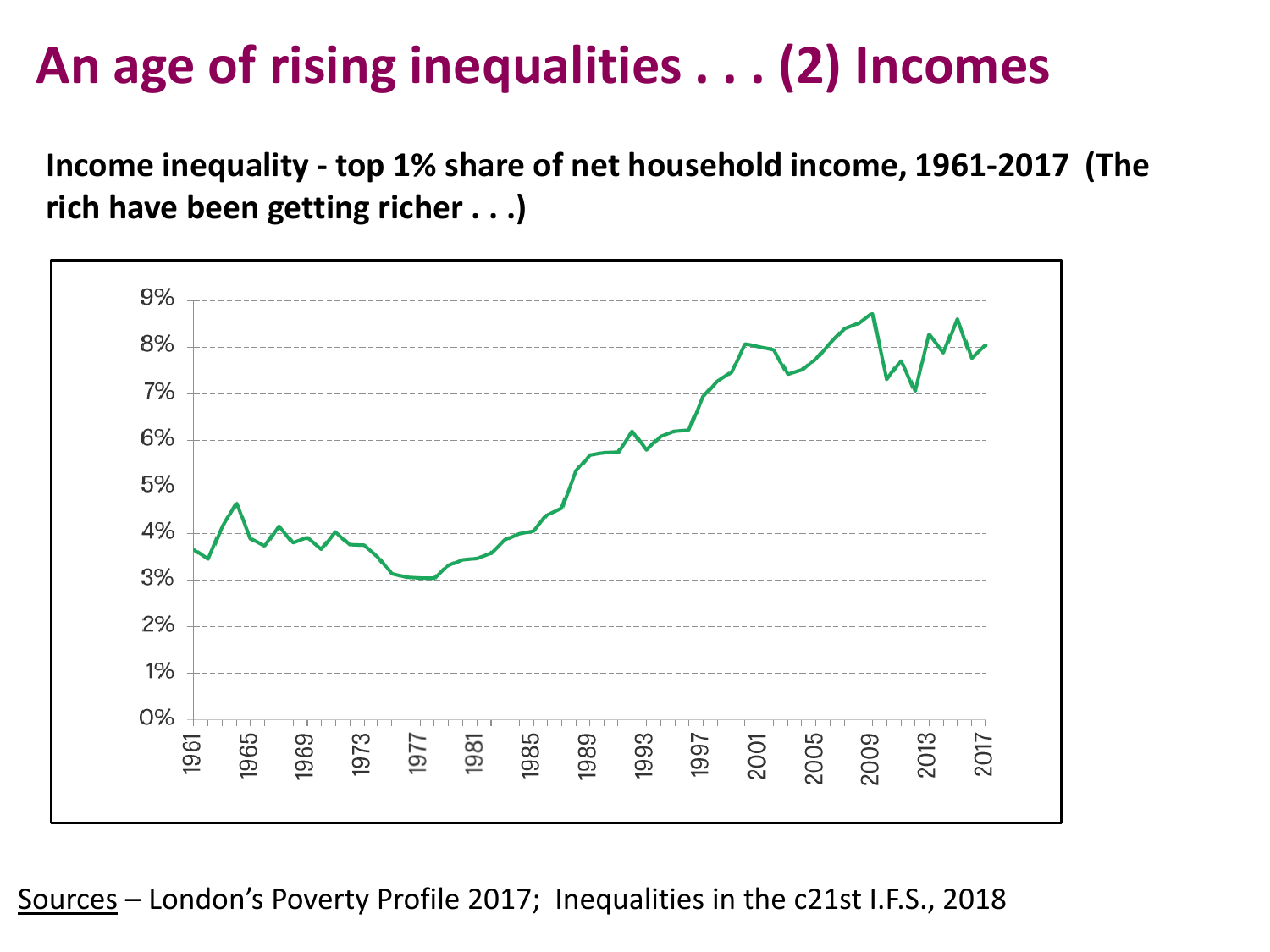# An age of rising inequalities . . . (2) Incomes

**Income inequality - top 1% share of net household income, 1961-2017 (The rich have been getting richer . . .)**

<u>Sources</u> – London's Poverty Profile 2017; Inequalities in the c21st I.F.S., 2018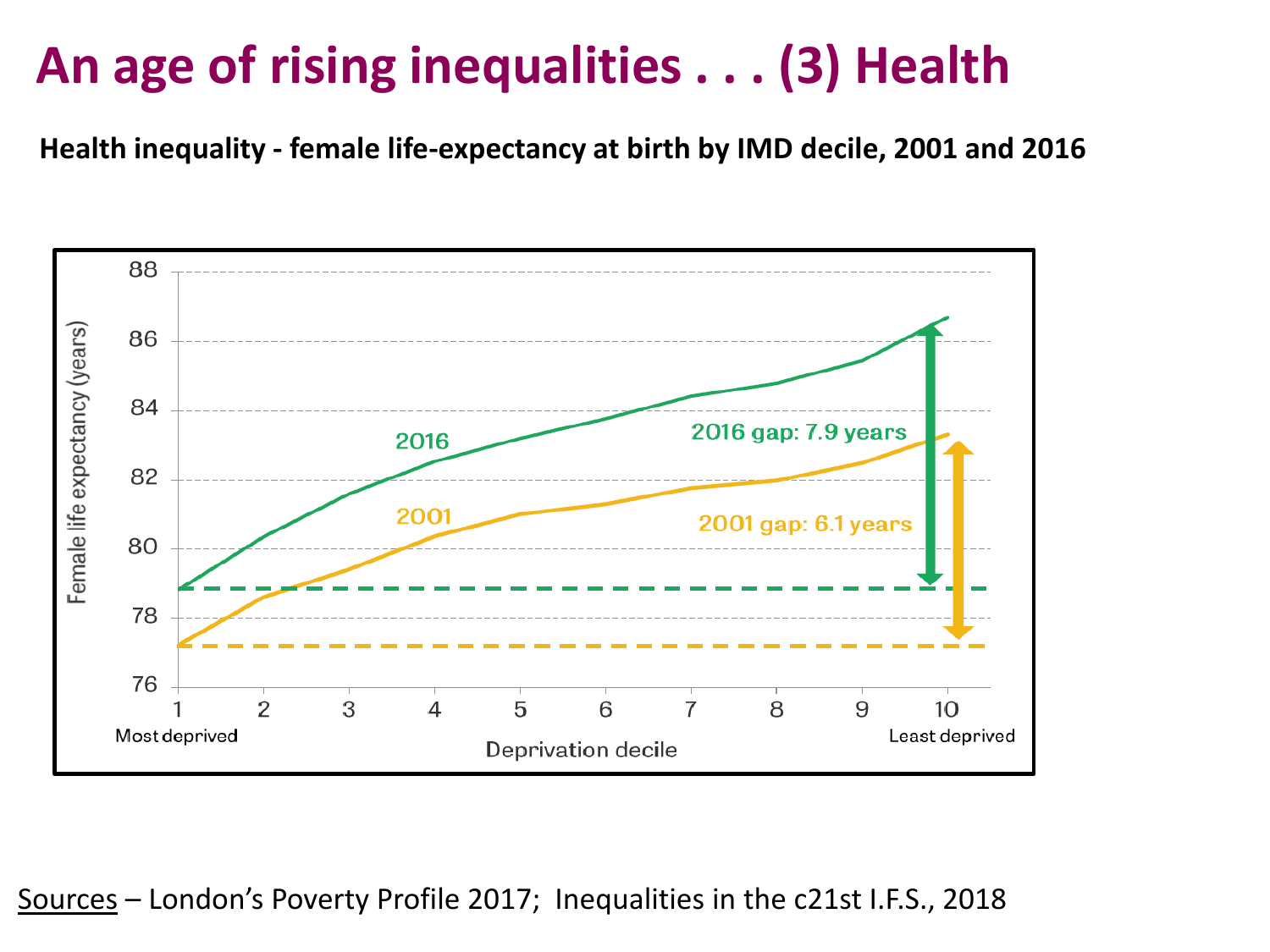# An age of rising inequalities . . . (3) Health

**Health inequality - female life-expectancy at birth by IMD decile, 2001 and 2016**

Sources – London's Poverty Profile 2017; Inequalities in the c21st I.F.S., 2018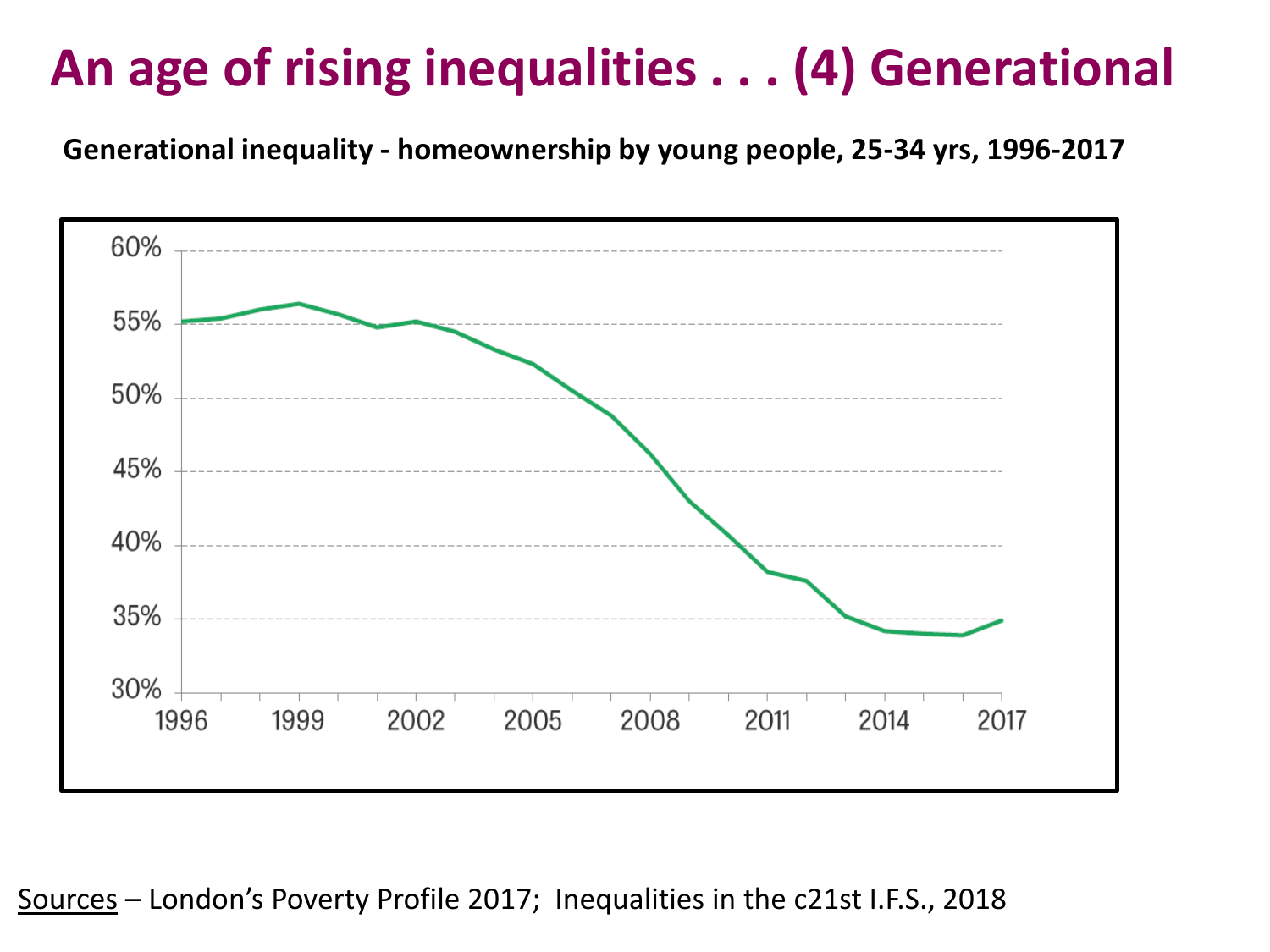# An age of rising inequalities . . . (4) Generational

**Generational inequality - homeownership by young people, 25-34 yrs, 1996-2017**

Sources – London's Poverty Profile 2017; Inequalities in the c21st I.F.S., 2018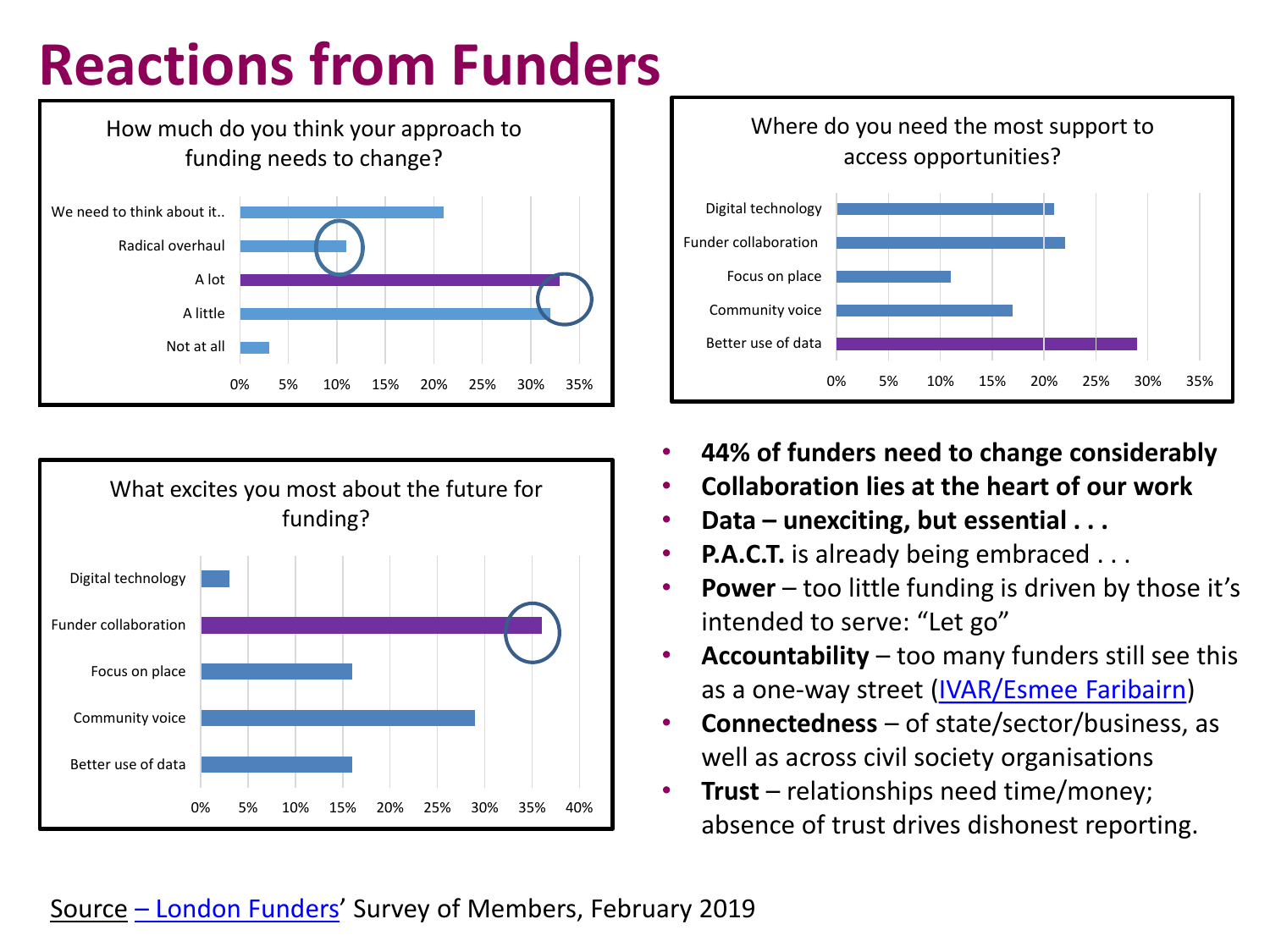# Reactions from Funders

**How much do you think your approach to funding needs to change?**

- We need to think about it..
- Radical overhaul
- A lot
- A little
- Not at all

0% 5% 10% 15% 20% 25% 30% 35%

**Where do you need the most support to access opportunities?**

- Digital technology
- Funder collaboration
- Focus on place
- Community voice
- Better use of data

0% 5% 10% 15% 20% 25% 30% 35%

**What excites you most about the future for funding?**

- Digital technology
- Funder collaboration
- Focus on place
- Community voice
- Better use of data

0% 5% 10% 15% 20% 25% 30% 35% 40%

- **44% of funders need to change considerably**
- **Collaboration lies at the heart of our work**
- **Data – unexciting, but essential . . .**
- **P.A.C.T.** is already being embraced . . .
- **Power** – too little funding is driven by those it's intended to serve: "Let go"
- **Accountability** – too many funders still see this as a one-way street (IVAR/Esmee Faribairn)
- **Connectedness** – of state/sector/business, as well as across civil society organisations
- **Trust** – relationships need time/money; absence of trust drives dishonest reporting.

Source – London Funders' Survey of Members, February 2019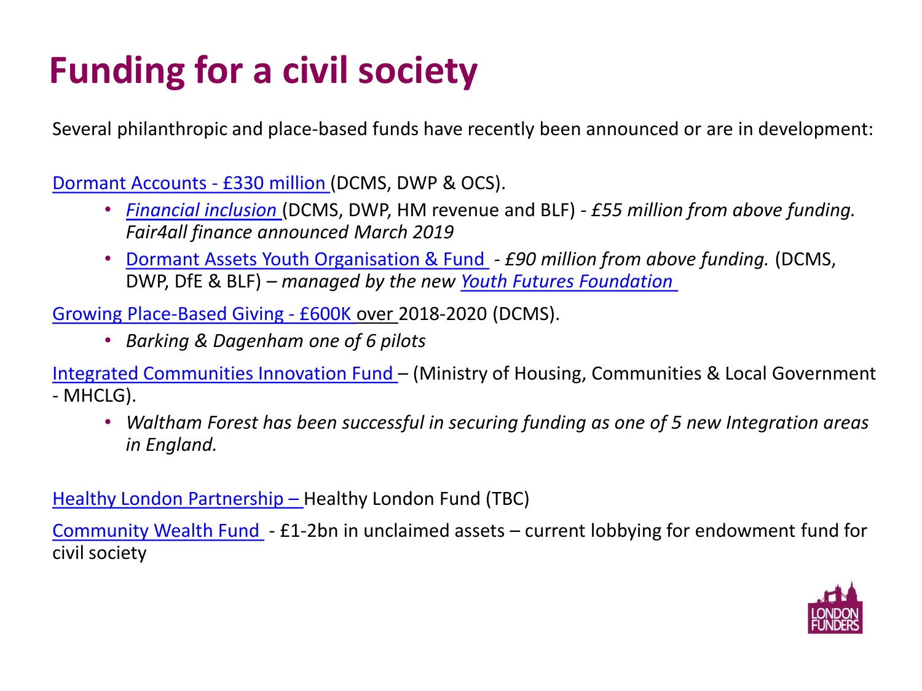# Funding for a civil society

Several philanthropic and place-based funds have recently been announced or are in development:

Dormant Accounts - £330 million (DCMS, DWP & OCS).

- *Financial inclusion* (DCMS, DWP, HM revenue and BLF) - *£55 million from above funding. Fair4all finance announced March 2019*
- Dormant Assets Youth Organisation & Fund - *£90 million from above funding.* (DCMS, DWP, DfE & BLF) – *managed by the new Youth Futures Foundation*

Growing Place-Based Giving - £600K over 2018-2020 (DCMS).

- *Barking & Dagenham one of 6 pilots*

Integrated Communities Innovation Fund – (Ministry of Housing, Communities & Local Government - MHCLG).

- *Waltham Forest has been successful in securing funding as one of 5 new Integration areas in England.*

Healthy London Partnership – Healthy London Fund (TBC)

Community Wealth Fund - £1-2bn in unclaimed assets – current lobbying for endowment fund for civil society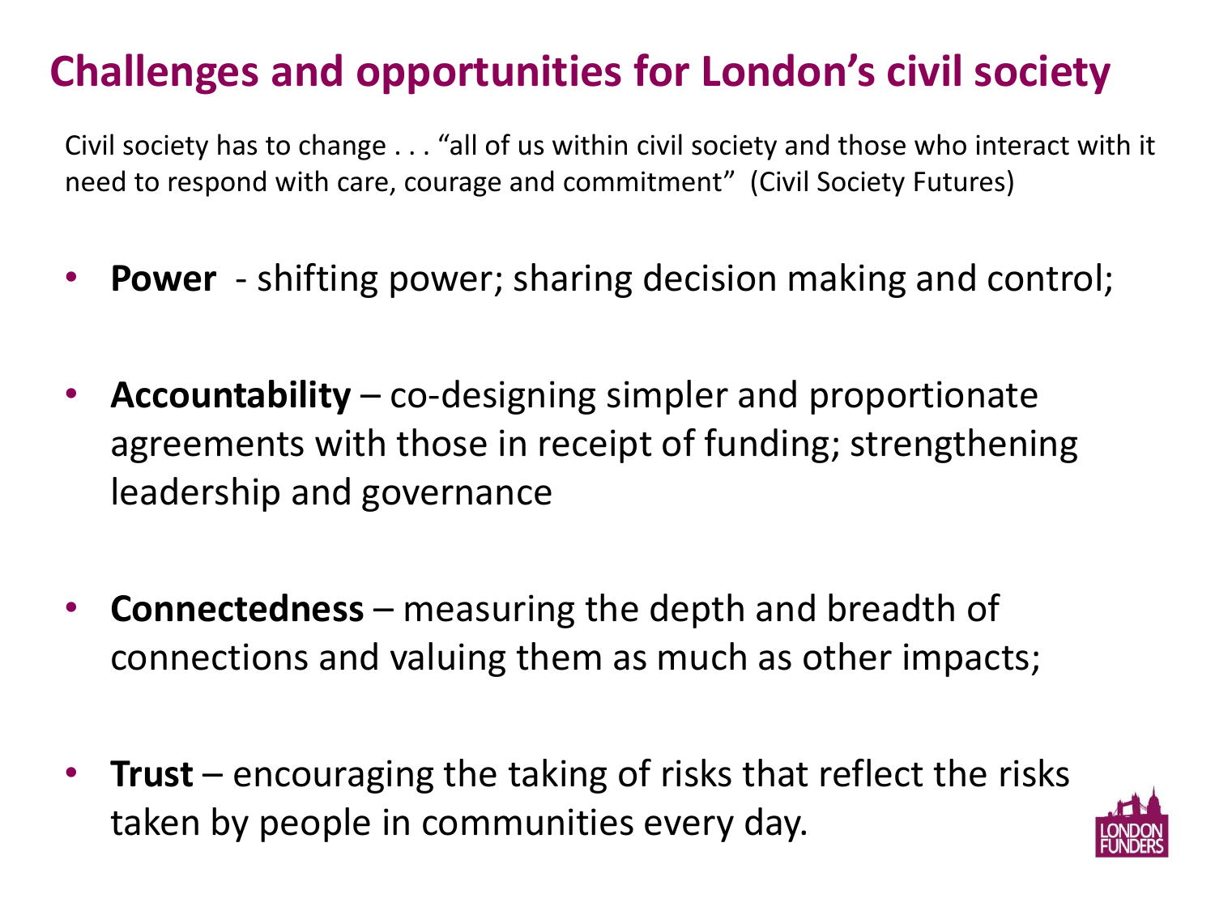# Challenges and opportunities for London's civil society

Civil society has to change . . . "all of us within civil society and those who interact with it need to respond with care, courage and commitment" (Civil Society Futures)

- **Power** - shifting power; sharing decision making and control;
- **Accountability** – co-designing simpler and proportionate agreements with those in receipt of funding; strengthening leadership and governance
- **Connectedness** – measuring the depth and breadth of connections and valuing them as much as other impacts;
- **Trust** – encouraging the taking of risks that reflect the risks taken by people in communities every day.

LONDON FUNDERS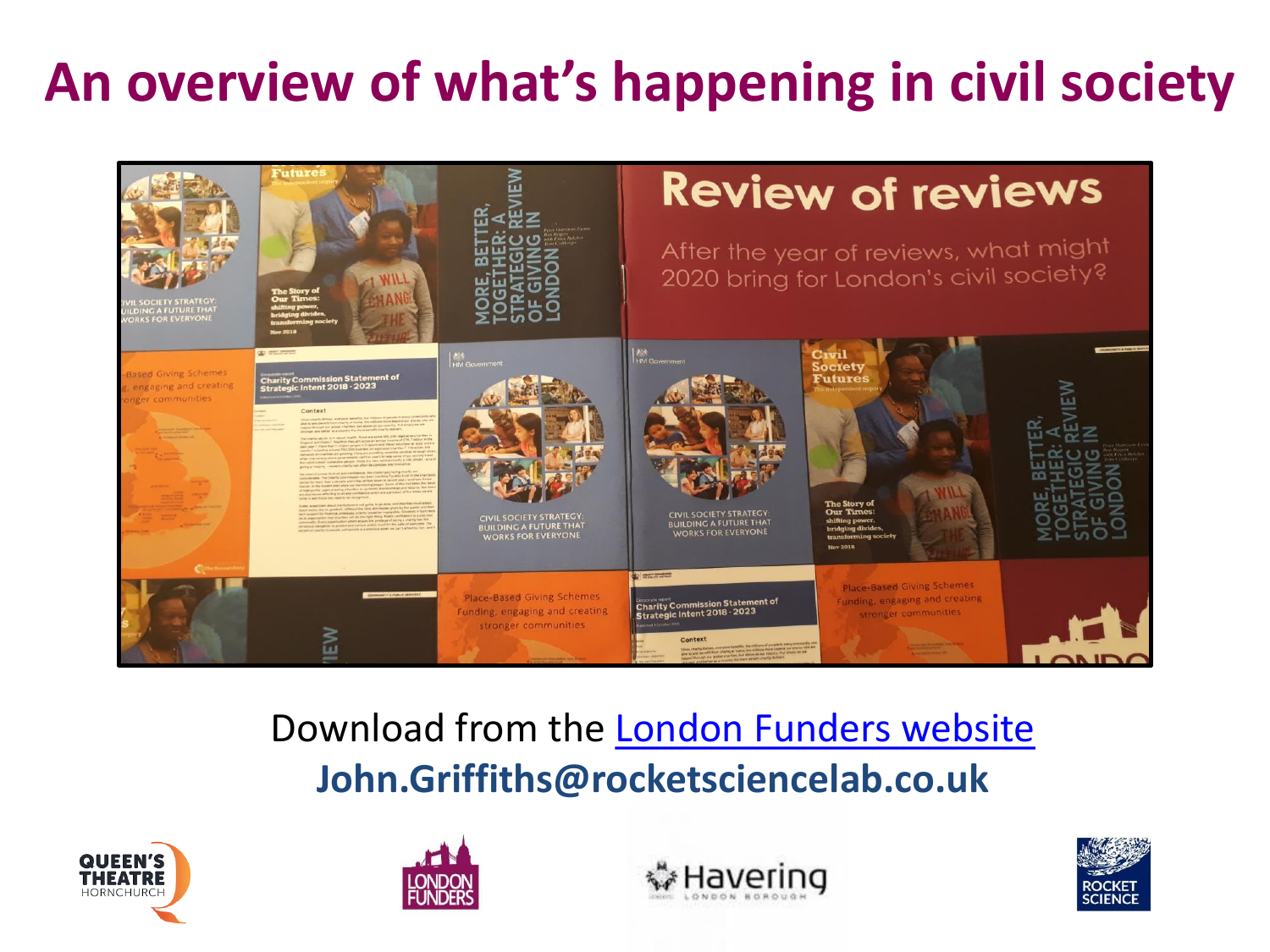# An overview of what's happening in civil society

Download from the London Funders website

**John.Griffiths@rocketsciencelab.co.uk**